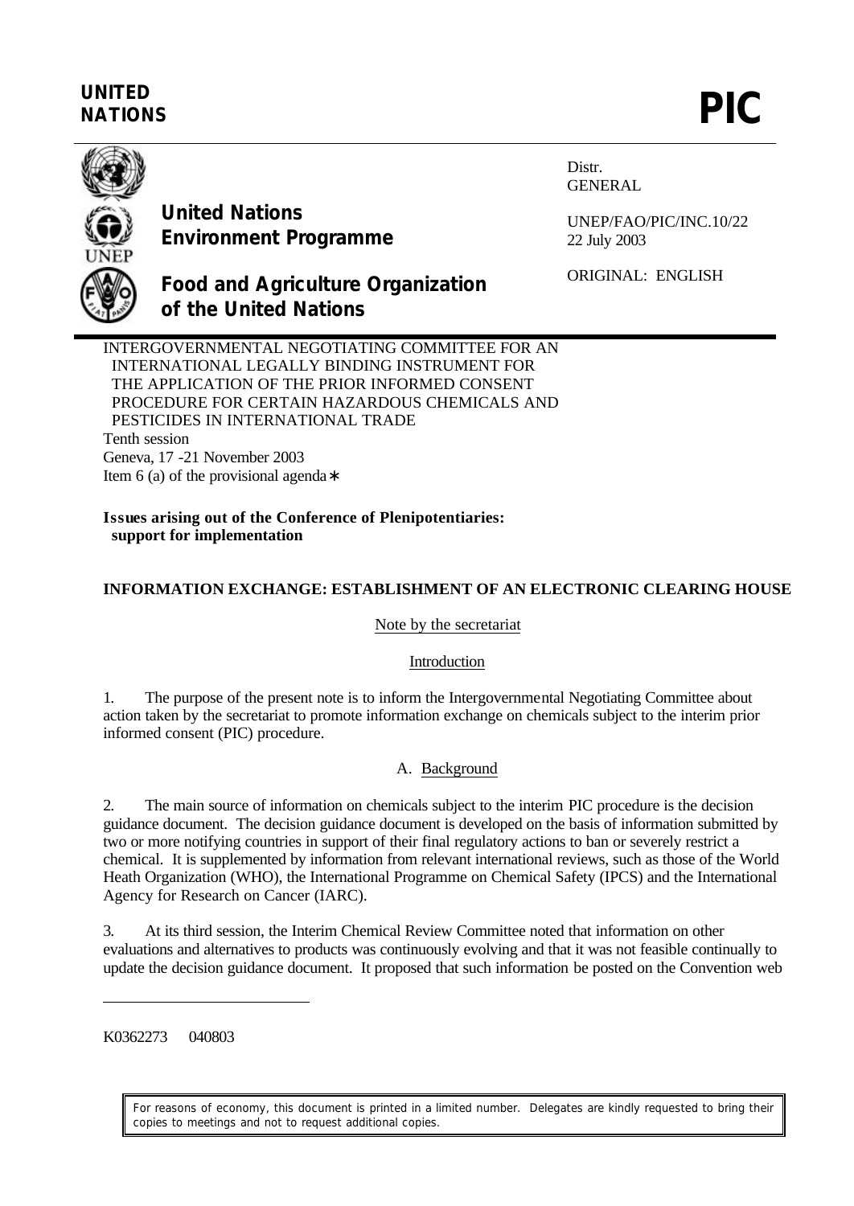**UNITED NATIONS** **PIC**

**United Nations Environment Programme**

**Food and Agriculture Organization of the United Nations**

Distr.
GENERAL

UNEP/FAO/PIC/INC.10/22
22 July 2003

ORIGINAL: ENGLISH

INTERGOVERNMENTAL NEGOTIATING COMMITTEE FOR AN INTERNATIONAL LEGALLY BINDING INSTRUMENT FOR THE APPLICATION OF THE PRIOR INFORMED CONSENT PROCEDURE FOR CERTAIN HAZARDOUS CHEMICALS AND PESTICIDES IN INTERNATIONAL TRADE
Tenth session
Geneva, 17 -21 November 2003
Item 6 (a) of the provisional agenda*

**Issues arising out of the Conference of Plenipotentiaries: support for implementation**

**INFORMATION EXCHANGE: ESTABLISHMENT OF AN ELECTRONIC CLEARING HOUSE**

Note by the secretariat

Introduction

1. The purpose of the present note is to inform the Intergovernmental Negotiating Committee about action taken by the secretariat to promote information exchange on chemicals subject to the interim prior informed consent (PIC) procedure.

A. Background

2. The main source of information on chemicals subject to the interim PIC procedure is the decision guidance document. The decision guidance document is developed on the basis of information submitted by two or more notifying countries in support of their final regulatory actions to ban or severely restrict a chemical. It is supplemented by information from relevant international reviews, such as those of the World Heath Organization (WHO), the International Programme on Chemical Safety (IPCS) and the International Agency for Research on Cancer (IARC).

3. At its third session, the Interim Chemical Review Committee noted that information on other evaluations and alternatives to products was continuously evolving and that it was not feasible continually to update the decision guidance document. It proposed that such information be posted on the Convention web

K0362273 040803

For reasons of economy, this document is printed in a limited number. Delegates are kindly requested to bring their copies to meetings and not to request additional copies.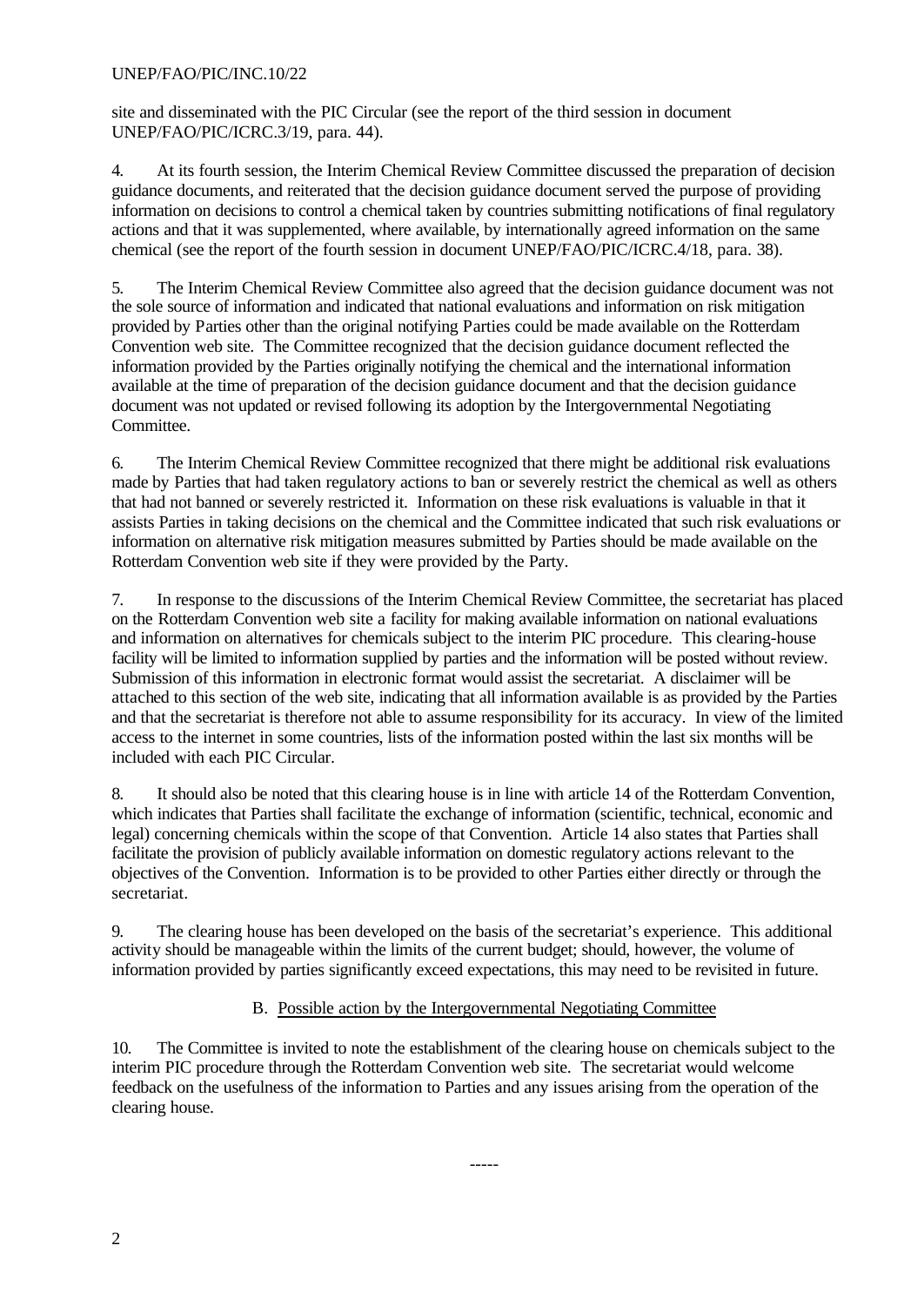site and disseminated with the PIC Circular (see the report of the third session in document UNEP/FAO/PIC/ICRC.3/19, para. 44).

4. At its fourth session, the Interim Chemical Review Committee discussed the preparation of decision guidance documents, and reiterated that the decision guidance document served the purpose of providing information on decisions to control a chemical taken by countries submitting notifications of final regulatory actions and that it was supplemented, where available, by internationally agreed information on the same chemical (see the report of the fourth session in document UNEP/FAO/PIC/ICRC.4/18, para. 38).

5. The Interim Chemical Review Committee also agreed that the decision guidance document was not the sole source of information and indicated that national evaluations and information on risk mitigation provided by Parties other than the original notifying Parties could be made available on the Rotterdam Convention web site. The Committee recognized that the decision guidance document reflected the information provided by the Parties originally notifying the chemical and the international information available at the time of preparation of the decision guidance document and that the decision guidance document was not updated or revised following its adoption by the Intergovernmental Negotiating Committee.

6. The Interim Chemical Review Committee recognized that there might be additional risk evaluations made by Parties that had taken regulatory actions to ban or severely restrict the chemical as well as others that had not banned or severely restricted it. Information on these risk evaluations is valuable in that it assists Parties in taking decisions on the chemical and the Committee indicated that such risk evaluations or information on alternative risk mitigation measures submitted by Parties should be made available on the Rotterdam Convention web site if they were provided by the Party.

7. In response to the discussions of the Interim Chemical Review Committee, the secretariat has placed on the Rotterdam Convention web site a facility for making available information on national evaluations and information on alternatives for chemicals subject to the interim PIC procedure. This clearing-house facility will be limited to information supplied by parties and the information will be posted without review. Submission of this information in electronic format would assist the secretariat. A disclaimer will be attached to this section of the web site, indicating that all information available is as provided by the Parties and that the secretariat is therefore not able to assume responsibility for its accuracy. In view of the limited access to the internet in some countries, lists of the information posted within the last six months will be included with each PIC Circular.

8. It should also be noted that this clearing house is in line with article 14 of the Rotterdam Convention, which indicates that Parties shall facilitate the exchange of information (scientific, technical, economic and legal) concerning chemicals within the scope of that Convention. Article 14 also states that Parties shall facilitate the provision of publicly available information on domestic regulatory actions relevant to the objectives of the Convention. Information is to be provided to other Parties either directly or through the secretariat.

9. The clearing house has been developed on the basis of the secretariat's experience. This additional activity should be manageable within the limits of the current budget; should, however, the volume of information provided by parties significantly exceed expectations, this may need to be revisited in future.

## B. Possible action by the Intergovernmental Negotiating Committee

10. The Committee is invited to note the establishment of the clearing house on chemicals subject to the interim PIC procedure through the Rotterdam Convention web site. The secretariat would welcome feedback on the usefulness of the information to Parties and any issues arising from the operation of the clearing house.

-----